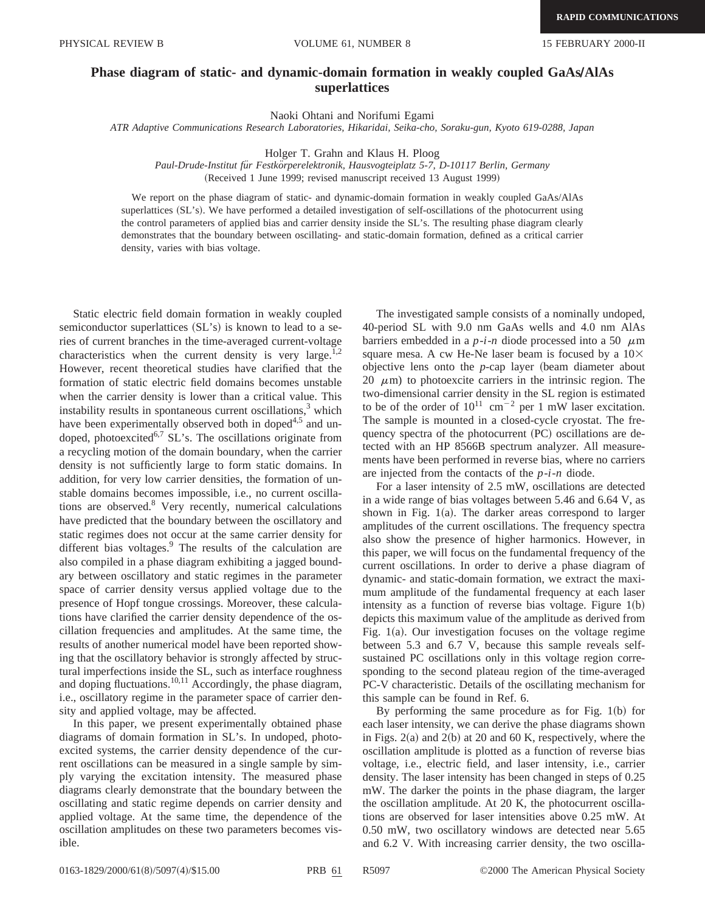# Phase diagram of static- and dynamic-domain formation in weakly coupled GaAs/AlAs superlattices

Naoki Ohtani and Norifumi Egami

*ATR Adaptive Communications Research Laboratories, Hikaridai, Seika-cho, Soraku-gun, Kyoto 619-0288, Japan*

Holger T. Grahn and Klaus H. Ploog

*Paul-Drude-Institut für Festkörperelektronik, Hausvogteiplatz 5-7, D-10117 Berlin, Germany*

(Received 1 June 1999; revised manuscript received 13 August 1999)

We report on the phase diagram of static- and dynamic-domain formation in weakly coupled GaAs/AlAs superlattices (SL's). We have performed a detailed investigation of self-oscillations of the photocurrent using the control parameters of applied bias and carrier density inside the SL's. The resulting phase diagram clearly demonstrates that the boundary between oscillating- and static-domain formation, defined as a critical carrier density, varies with bias voltage.

Static electric field domain formation in weakly coupled semiconductor superlattices (SL's) is known to lead to a series of current branches in the time-averaged current-voltage characteristics when the current density is very large.[1,2] However, recent theoretical studies have clarified that the formation of static electric field domains becomes unstable when the carrier density is lower than a critical value. This instability results in spontaneous current oscillations,[3] which have been experimentally observed both in doped[4,5] and undoped, photoexcited[6,7] SL's. The oscillations originate from a recycling motion of the domain boundary, when the carrier density is not sufficiently large to form static domains. In addition, for very low carrier densities, the formation of unstable domains becomes impossible, i.e., no current oscillations are observed.[8] Very recently, numerical calculations have predicted that the boundary between the oscillatory and static regimes does not occur at the same carrier density for different bias voltages.[9] The results of the calculation are also compiled in a phase diagram exhibiting a jagged boundary between oscillatory and static regimes in the parameter space of carrier density versus applied voltage due to the presence of Hopf tongue crossings. Moreover, these calculations have clarified the carrier density dependence of the oscillation frequencies and amplitudes. At the same time, the results of another numerical model have been reported showing that the oscillatory behavior is strongly affected by structural imperfections inside the SL, such as interface roughness and doping fluctuations.[10,11] Accordingly, the phase diagram, i.e., oscillatory regime in the parameter space of carrier density and applied voltage, may be affected.

In this paper, we present experimentally obtained phase diagrams of domain formation in SL's. In undoped, photoexcited systems, the carrier density dependence of the current oscillations can be measured in a single sample by simply varying the excitation intensity. The measured phase diagrams clearly demonstrate that the boundary between the oscillating and static regime depends on carrier density and applied voltage. At the same time, the dependence of the oscillation amplitudes on these two parameters becomes visible.

The investigated sample consists of a nominally undoped, 40-period SL with 9.0 nm GaAs wells and 4.0 nm AlAs barriers embedded in a *p-i-n* diode processed into a 50 $\mu$m square mesa. A cw He-Ne laser beam is focused by a 10$\times$ objective lens onto the *p*-cap layer (beam diameter about 20 $\mu$m) to photoexcite carriers in the intrinsic region. The two-dimensional carrier density in the SL region is estimated to be of the order of $10^{11}$ cm$^{-2}$ per 1 mW laser excitation. The sample is mounted in a closed-cycle cryostat. The frequency spectra of the photocurrent (PC) oscillations are detected with an HP 8566B spectrum analyzer. All measurements have been performed in reverse bias, where no carriers are injected from the contacts of the *p-i-n* diode.

For a laser intensity of 2.5 mW, oscillations are detected in a wide range of bias voltages between 5.46 and 6.64 V, as shown in Fig. 1(a). The darker areas correspond to larger amplitudes of the current oscillations. The frequency spectra also show the presence of higher harmonics. However, in this paper, we will focus on the fundamental frequency of the current oscillations. In order to derive a phase diagram of dynamic- and static-domain formation, we extract the maximum amplitude of the fundamental frequency at each laser intensity as a function of reverse bias voltage. Figure 1(b) depicts this maximum value of the amplitude as derived from Fig. 1(a). Our investigation focuses on the voltage regime between 5.3 and 6.7 V, because this sample reveals self-sustained PC oscillations only in this voltage region corresponding to the second plateau region of the time-averaged PC-V characteristic. Details of the oscillating mechanism for this sample can be found in Ref. 6.

By performing the same procedure as for Fig. 1(b) for each laser intensity, we can derive the phase diagrams shown in Figs. 2(a) and 2(b) at 20 and 60 K, respectively, where the oscillation amplitude is plotted as a function of reverse bias voltage, i.e., electric field, and laser intensity, i.e., carrier density. The laser intensity has been changed in steps of 0.25 mW. The darker the points in the phase diagram, the larger the oscillation amplitude. At 20 K, the photocurrent oscillations are observed for laser intensities above 0.25 mW. At 0.50 mW, two oscillatory windows are detected near 5.65 and 6.2 V. With increasing carrier density, the two oscilla-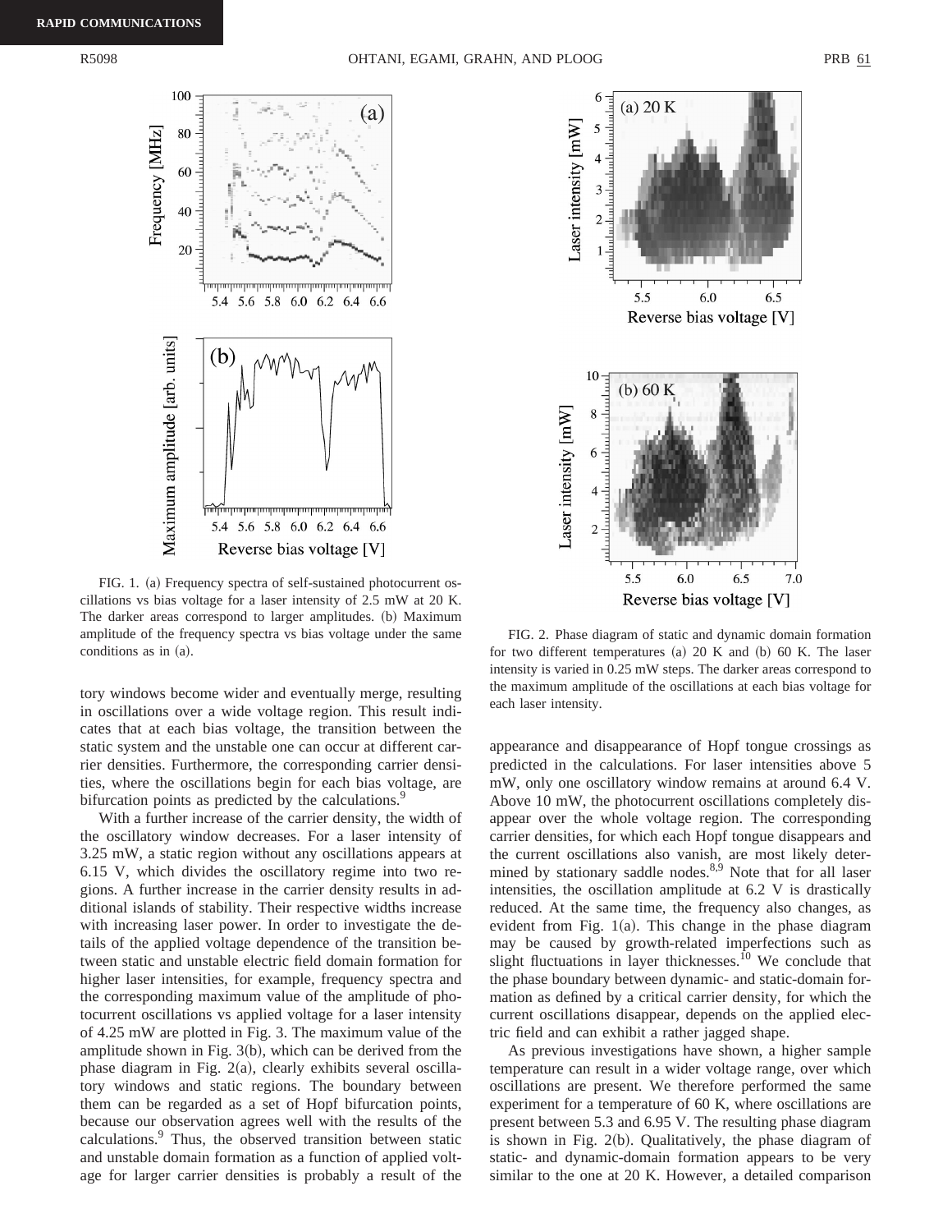FIG. 1. (a) Frequency spectra of self-sustained photocurrent oscillations vs bias voltage for a laser intensity of 2.5 mW at 20 K. The darker areas correspond to larger amplitudes. (b) Maximum amplitude of the frequency spectra vs bias voltage under the same conditions as in (a).

FIG. 2. Phase diagram of static and dynamic domain formation for two different temperatures (a) 20 K and (b) 60 K. The laser intensity is varied in 0.25 mW steps. The darker areas correspond to the maximum amplitude of the oscillations at each bias voltage for each laser intensity.

tory windows become wider and eventually merge, resulting in oscillations over a wide voltage region. This result indicates that at each bias voltage, the transition between the static system and the unstable one can occur at different carrier densities. Furthermore, the corresponding carrier densities, where the oscillations begin for each bias voltage, are bifurcation points as predicted by the calculations.[9]

With a further increase of the carrier density, the width of the oscillatory window decreases. For a laser intensity of 3.25 mW, a static region without any oscillations appears at 6.15 V, which divides the oscillatory regime into two regions. A further increase in the carrier density results in additional islands of stability. Their respective widths increase with increasing laser power. In order to investigate the details of the applied voltage dependence of the transition between static and unstable electric field domain formation for higher laser intensities, for example, frequency spectra and the corresponding maximum value of the amplitude of photocurrent oscillations vs applied voltage for a laser intensity of 4.25 mW are plotted in Fig. 3. The maximum value of the amplitude shown in Fig. 3(b), which can be derived from the phase diagram in Fig. 2(a), clearly exhibits several oscillatory windows and static regions. The boundary between them can be regarded as a set of Hopf bifurcation points, because our observation agrees well with the results of the calculations.[9] Thus, the observed transition between static and unstable domain formation as a function of applied voltage for larger carrier densities is probably a result of the appearance and disappearance of Hopf tongue crossings as predicted in the calculations. For laser intensities above 5 mW, only one oscillatory window remains at around 6.4 V. Above 10 mW, the photocurrent oscillations completely disappear over the whole voltage region. The corresponding carrier densities, for which each Hopf tongue disappears and the current oscillations also vanish, are most likely determined by stationary saddle nodes.[8,9] Note that for all laser intensities, the oscillation amplitude at 6.2 V is drastically reduced. At the same time, the frequency also changes, as evident from Fig. 1(a). This change in the phase diagram may be caused by growth-related imperfections such as slight fluctuations in layer thicknesses.[10] We conclude that the phase boundary between dynamic- and static-domain formation as defined by a critical carrier density, for which the current oscillations disappear, depends on the applied electric field and can exhibit a rather jagged shape.

As previous investigations have shown, a higher sample temperature can result in a wider voltage range, over which oscillations are present. We therefore performed the same experiment for a temperature of 60 K, where oscillations are present between 5.3 and 6.95 V. The resulting phase diagram is shown in Fig. 2(b). Qualitatively, the phase diagram of static- and dynamic-domain formation appears to be very similar to the one at 20 K. However, a detailed comparison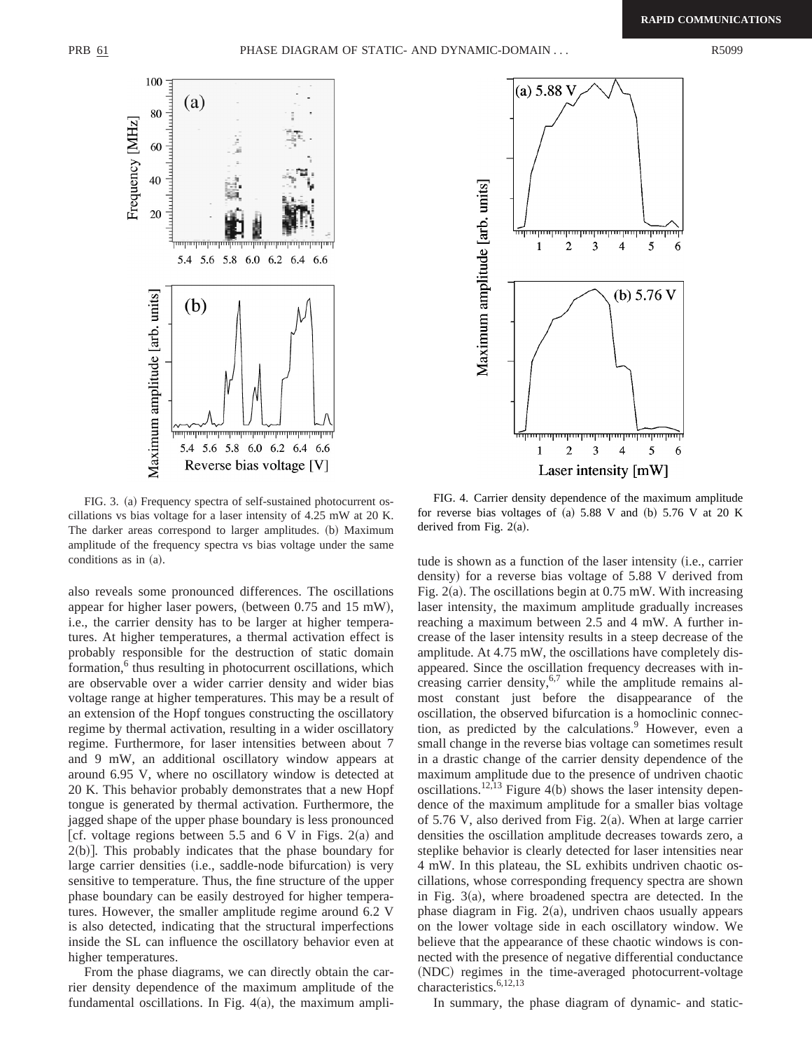FIG. 3. (a) Frequency spectra of self-sustained photocurrent oscillations vs bias voltage for a laser intensity of 4.25 mW at 20 K. The darker areas correspond to larger amplitudes. (b) Maximum amplitude of the frequency spectra vs bias voltage under the same conditions as in (a).

FIG. 4. Carrier density dependence of the maximum amplitude for reverse bias voltages of (a) 5.88 V and (b) 5.76 V at 20 K derived from Fig. 2(a).

also reveals some pronounced differences. The oscillations appear for higher laser powers, (between 0.75 and 15 mW), i.e., the carrier density has to be larger at higher temperatures. At higher temperatures, a thermal activation effect is probably responsible for the destruction of static domain formation,[6] thus resulting in photocurrent oscillations, which are observable over a wider carrier density and wider bias voltage range at higher temperatures. This may be a result of an extension of the Hopf tongues constructing the oscillatory regime by thermal activation, resulting in a wider oscillatory regime. Furthermore, for laser intensities between about 7 and 9 mW, an additional oscillatory window appears at around 6.95 V, where no oscillatory window is detected at 20 K. This behavior probably demonstrates that a new Hopf tongue is generated by thermal activation. Furthermore, the jagged shape of the upper phase boundary is less pronounced [cf. voltage regions between 5.5 and 6 V in Figs. 2(a) and 2(b)]. This probably indicates that the phase boundary for large carrier densities (i.e., saddle-node bifurcation) is very sensitive to temperature. Thus, the fine structure of the upper phase boundary can be easily destroyed for higher temperatures. However, the smaller amplitude regime around 6.2 V is also detected, indicating that the structural imperfections inside the SL can influence the oscillatory behavior even at higher temperatures.

From the phase diagrams, we can directly obtain the carrier density dependence of the maximum amplitude of the fundamental oscillations. In Fig. 4(a), the maximum amplitude is shown as a function of the laser intensity (i.e., carrier density) for a reverse bias voltage of 5.88 V derived from Fig. 2(a). The oscillations begin at 0.75 mW. With increasing laser intensity, the maximum amplitude gradually increases reaching a maximum between 2.5 and 4 mW. A further increase of the laser intensity results in a steep decrease of the amplitude. At 4.75 mW, the oscillations have completely disappeared. Since the oscillation frequency decreases with increasing carrier density,[6,7] while the amplitude remains almost constant just before the disappearance of the oscillation, the observed bifurcation is a homoclinic connection, as predicted by the calculations.[9] However, even a small change in the reverse bias voltage can sometimes result in a drastic change of the carrier density dependence of the maximum amplitude due to the presence of undriven chaotic oscillations.[12,13] Figure 4(b) shows the laser intensity dependence of the maximum amplitude for a smaller bias voltage of 5.76 V, also derived from Fig. 2(a). When at large carrier densities the oscillation amplitude decreases towards zero, a steplike behavior is clearly detected for laser intensities near 4 mW. In this plateau, the SL exhibits undriven chaotic oscillations, whose corresponding frequency spectra are shown in Fig. 3(a), where broadened spectra are detected. In the phase diagram in Fig. 2(a), undriven chaos usually appears on the lower voltage side in each oscillatory window. We believe that the appearance of these chaotic windows is connected with the presence of negative differential conductance (NDC) regimes in the time-averaged photocurrent-voltage characteristics.[6,12,13]

In summary, the phase diagram of dynamic- and static-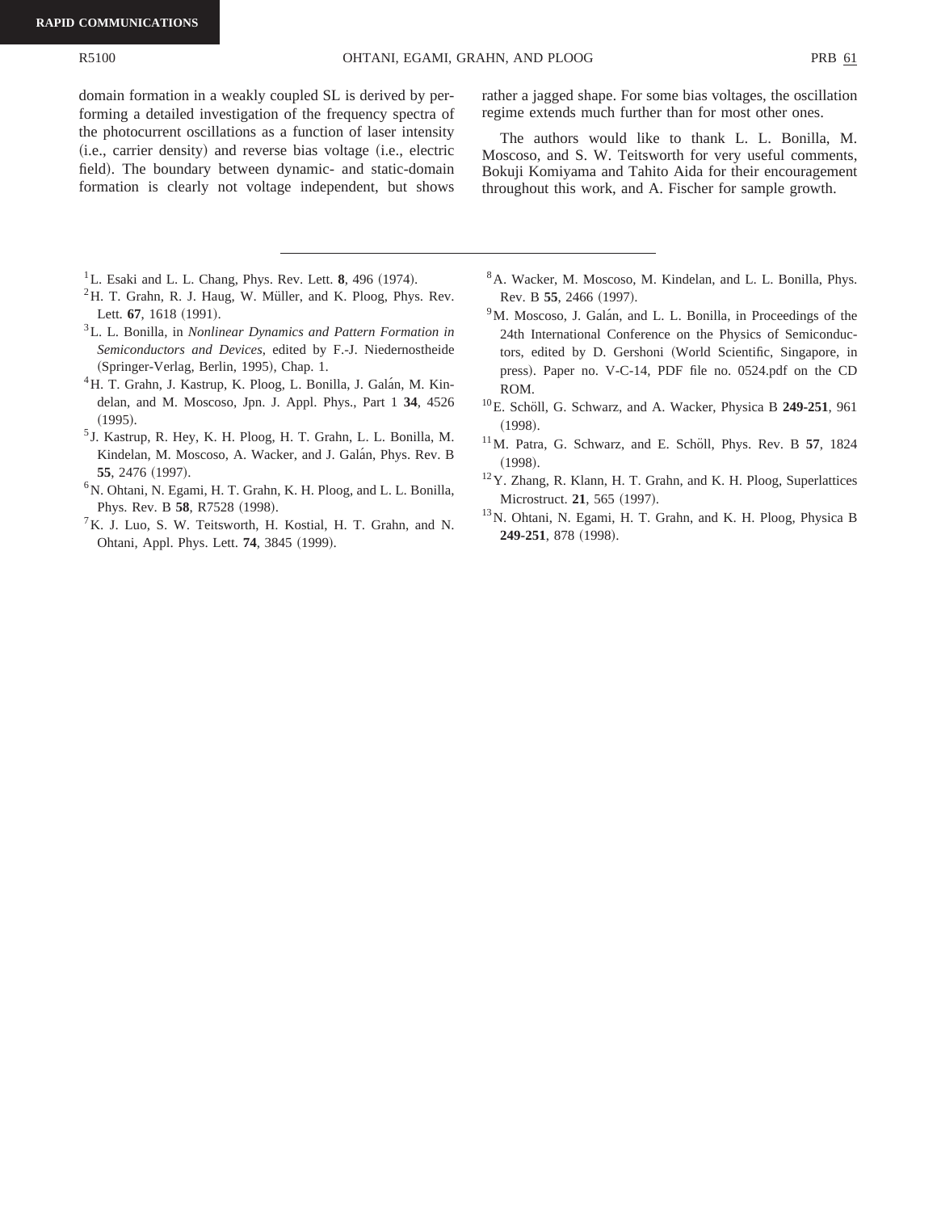domain formation in a weakly coupled SL is derived by performing a detailed investigation of the frequency spectra of the photocurrent oscillations as a function of laser intensity (i.e., carrier density) and reverse bias voltage (i.e., electric field). The boundary between dynamic- and static-domain formation is clearly not voltage independent, but shows rather a jagged shape. For some bias voltages, the oscillation regime extends much further than for most other ones.

The authors would like to thank L. L. Bonilla, M. Moscoso, and S. W. Teitsworth for very useful comments, Bokuji Komiyama and Tahito Aida for their encouragement throughout this work, and A. Fischer for sample growth.

---

[1] L. Esaki and L. L. Chang, Phys. Rev. Lett. **8**, 496 (1974).

[2] H. T. Grahn, R. J. Haug, W. Müller, and K. Ploog, Phys. Rev. Lett. **67**, 1618 (1991).

[3] L. L. Bonilla, in *Nonlinear Dynamics and Pattern Formation in Semiconductors and Devices*, edited by F.-J. Niedernostheide (Springer-Verlag, Berlin, 1995), Chap. 1.

[4] H. T. Grahn, J. Kastrup, K. Ploog, L. Bonilla, J. Galán, M. Kindelan, and M. Moscoso, Jpn. J. Appl. Phys., Part 1 **34**, 4526 (1995).

[5] J. Kastrup, R. Hey, K. H. Ploog, H. T. Grahn, L. L. Bonilla, M. Kindelan, M. Moscoso, A. Wacker, and J. Galán, Phys. Rev. B **55**, 2476 (1997).

[6] N. Ohtani, N. Egami, H. T. Grahn, K. H. Ploog, and L. L. Bonilla, Phys. Rev. B **58**, R7528 (1998).

[7] K. J. Luo, S. W. Teitsworth, H. Kostial, H. T. Grahn, and N. Ohtani, Appl. Phys. Lett. **74**, 3845 (1999).

[8] A. Wacker, M. Moscoso, M. Kindelan, and L. L. Bonilla, Phys. Rev. B **55**, 2466 (1997).

[9] M. Moscoso, J. Galán, and L. L. Bonilla, in Proceedings of the 24th International Conference on the Physics of Semiconductors, edited by D. Gershoni (World Scientific, Singapore, in press). Paper no. V-C-14, PDF file no. 0524.pdf on the CD ROM.

[10] E. Schöll, G. Schwarz, and A. Wacker, Physica B **249-251**, 961 (1998).

[11] M. Patra, G. Schwarz, and E. Schöll, Phys. Rev. B **57**, 1824 (1998).

[12] Y. Zhang, R. Klann, H. T. Grahn, and K. H. Ploog, Superlattices Microstruct. **21**, 565 (1997).

[13] N. Ohtani, N. Egami, H. T. Grahn, and K. H. Ploog, Physica B **249-251**, 878 (1998).